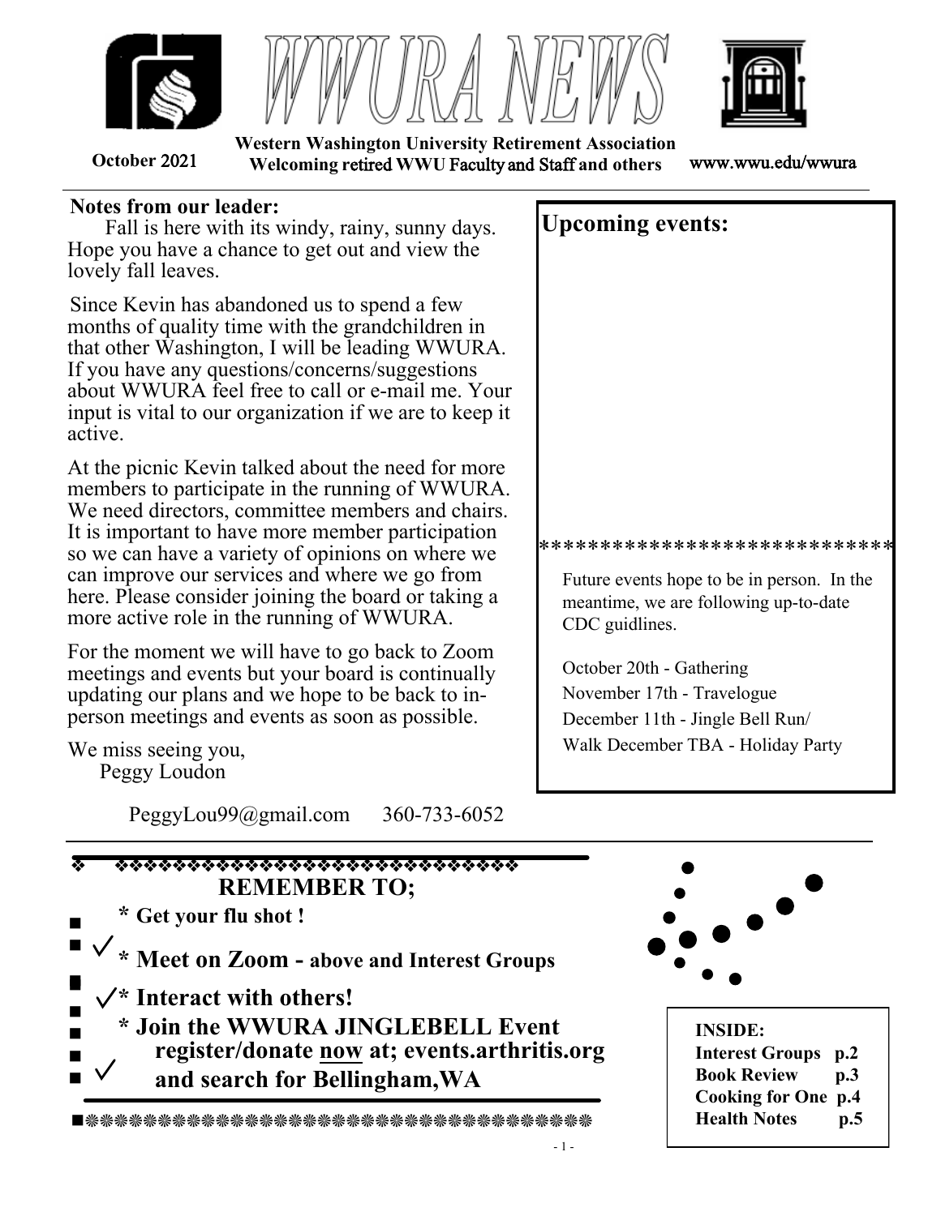# WWURA NEWS

October 2021

**Western Washington University Retirement Association**
**Welcoming retired WWU Faculty and Staff and others**

www.wwu.edu/wwura

**Notes from our leader:**

Fall is here with its windy, rainy, sunny days. Hope you have a chance to get out and view the lovely fall leaves.

Since Kevin has abandoned us to spend a few months of quality time with the grandchildren in that other Washington, I will be leading WWURA. If you have any questions/concerns/suggestions about WWURA feel free to call or e-mail me. Your input is vital to our organization if we are to keep it active.

At the picnic Kevin talked about the need for more members to participate in the running of WWURA. We need directors, committee members and chairs. It is important to have more member participation so we can have a variety of opinions on where we can improve our services and where we go from here. Please consider joining the board or taking a more active role in the running of WWURA.

For the moment we will have to go back to Zoom meetings and events but your board is continually updating our plans and we hope to be back to in-person meetings and events as soon as possible.

We miss seeing you,
Peggy Loudon

PeggyLou99@gmail.com 360-733-6052

## Upcoming events:

****************************

Future events hope to be in person. In the meantime, we are following up-to-date CDC guidlines.

October 20th - Gathering
November 17th - Travelogue
December 11th - Jingle Bell Run/ Walk
December TBA - Holiday Party

## REMEMBER TO;

- **\* Get your flu shot !**
- ✓ **\* Meet on Zoom - above and Interest Groups**
- ✓ **\* Interact with others!**
- **\* Join the WWURA JINGLEBELL Event register/donate <u>now</u> at; events.arthritis.org and search for Bellingham,WA** ✓

**INSIDE:**
**Interest Groups p.2**
**Book Review p.3**
**Cooking for One p.4**
**Health Notes p.5**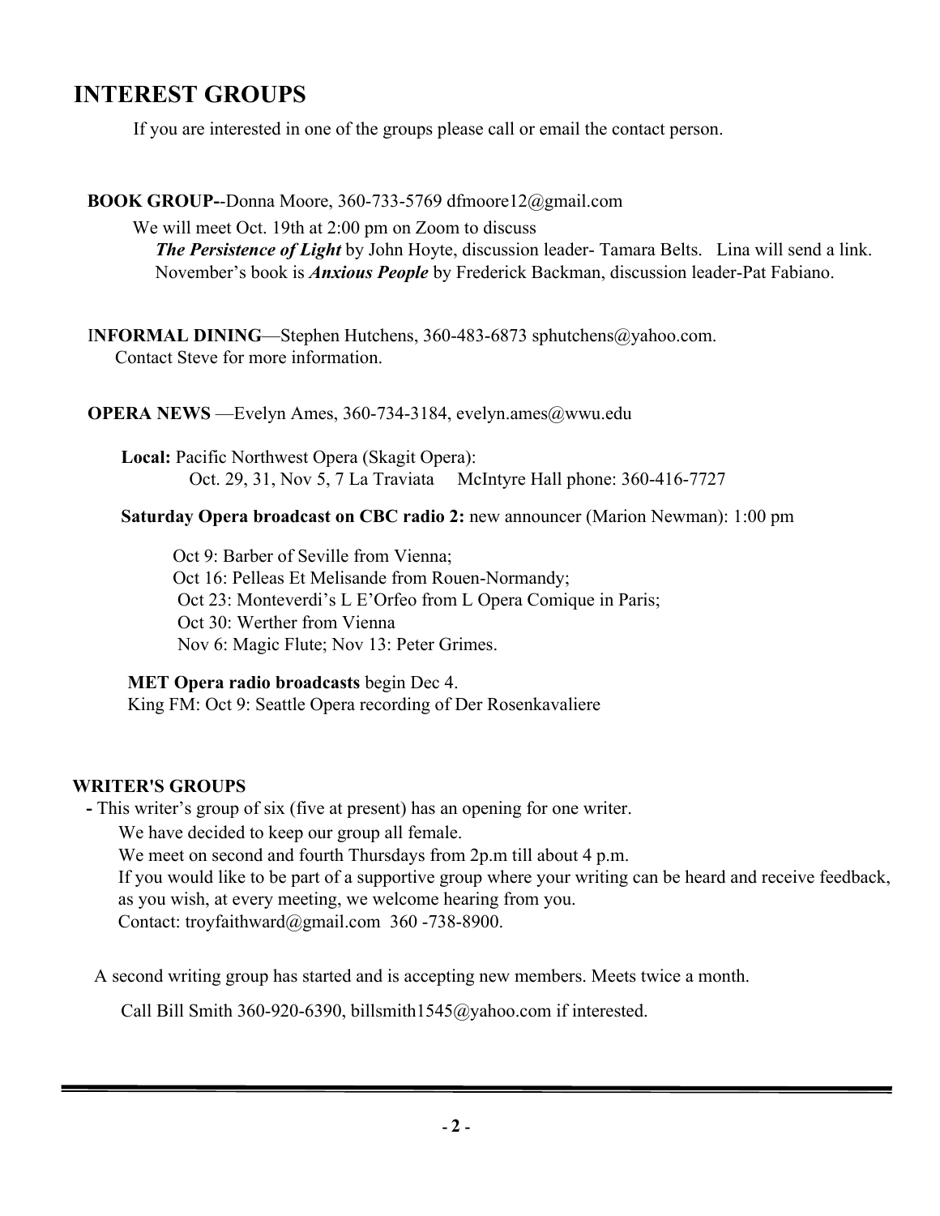# INTEREST GROUPS

If you are interested in one of the groups please call or email the contact person.

**BOOK GROUP--**Donna Moore, 360-733-5769 dfmoore12@gmail.com

We will meet Oct. 19th at 2:00 pm on Zoom to discuss

***The Persistence of Light*** by John Hoyte, discussion leader- Tamara Belts. Lina will send a link.
November's book is ***Anxious People*** by Frederick Backman, discussion leader-Pat Fabiano.

**INFORMAL DINING**—Stephen Hutchens, 360-483-6873 sphutchens@yahoo.com.
Contact Steve for more information.

**OPERA NEWS** —Evelyn Ames, 360-734-3184, evelyn.ames@wwu.edu

**Local:** Pacific Northwest Opera (Skagit Opera):
Oct. 29, 31, Nov 5, 7 La Traviata McIntyre Hall phone: 360-416-7727

**Saturday Opera broadcast on CBC radio 2:** new announcer (Marion Newman): 1:00 pm

Oct 9: Barber of Seville from Vienna;
Oct 16: Pelleas Et Melisande from Rouen-Normandy;
Oct 23: Monteverdi's L E'Orfeo from L Opera Comique in Paris;
Oct 30: Werther from Vienna
Nov 6: Magic Flute; Nov 13: Peter Grimes.

**MET Opera radio broadcasts** begin Dec 4.
King FM: Oct 9: Seattle Opera recording of Der Rosenkavaliere

**WRITER'S GROUPS**

**-** This writer's group of six (five at present) has an opening for one writer.
We have decided to keep our group all female.
We meet on second and fourth Thursdays from 2p.m till about 4 p.m.
If you would like to be part of a supportive group where your writing can be heard and receive feedback, as you wish, at every meeting, we welcome hearing from you.
Contact: troyfaithward@gmail.com 360 -738-8900.

A second writing group has started and is accepting new members. Meets twice a month.

Call Bill Smith 360-920-6390, billsmith1545@yahoo.com if interested.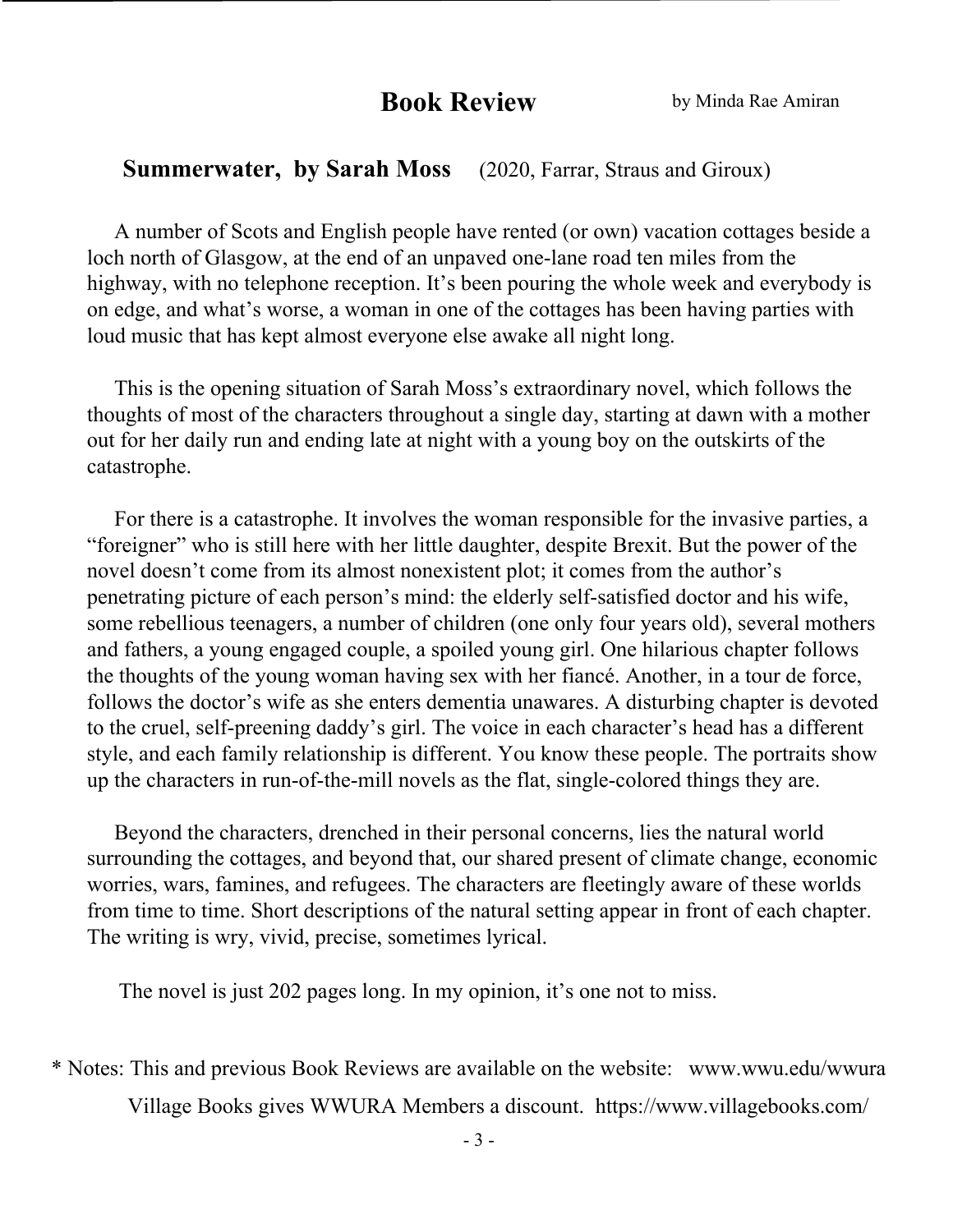# Book Review

by Minda Rae Amiran

## Summerwater, by Sarah Moss (2020, Farrar, Straus and Giroux)

A number of Scots and English people have rented (or own) vacation cottages beside a loch north of Glasgow, at the end of an unpaved one-lane road ten miles from the highway, with no telephone reception. It's been pouring the whole week and everybody is on edge, and what's worse, a woman in one of the cottages has been having parties with loud music that has kept almost everyone else awake all night long.

This is the opening situation of Sarah Moss's extraordinary novel, which follows the thoughts of most of the characters throughout a single day, starting at dawn with a mother out for her daily run and ending late at night with a young boy on the outskirts of the catastrophe.

For there is a catastrophe. It involves the woman responsible for the invasive parties, a "foreigner" who is still here with her little daughter, despite Brexit. But the power of the novel doesn't come from its almost nonexistent plot; it comes from the author's penetrating picture of each person's mind: the elderly self-satisfied doctor and his wife, some rebellious teenagers, a number of children (one only four years old), several mothers and fathers, a young engaged couple, a spoiled young girl. One hilarious chapter follows the thoughts of the young woman having sex with her fiancé. Another, in a tour de force, follows the doctor's wife as she enters dementia unawares. A disturbing chapter is devoted to the cruel, self-preening daddy's girl. The voice in each character's head has a different style, and each family relationship is different. You know these people. The portraits show up the characters in run-of-the-mill novels as the flat, single-colored things they are.

Beyond the characters, drenched in their personal concerns, lies the natural world surrounding the cottages, and beyond that, our shared present of climate change, economic worries, wars, famines, and refugees. The characters are fleetingly aware of these worlds from time to time. Short descriptions of the natural setting appear in front of each chapter. The writing is wry, vivid, precise, sometimes lyrical.

The novel is just 202 pages long. In my opinion, it's one not to miss.

\* Notes: This and previous Book Reviews are available on the website: www.wwu.edu/wwura

Village Books gives WWURA Members a discount. https://www.villagebooks.com/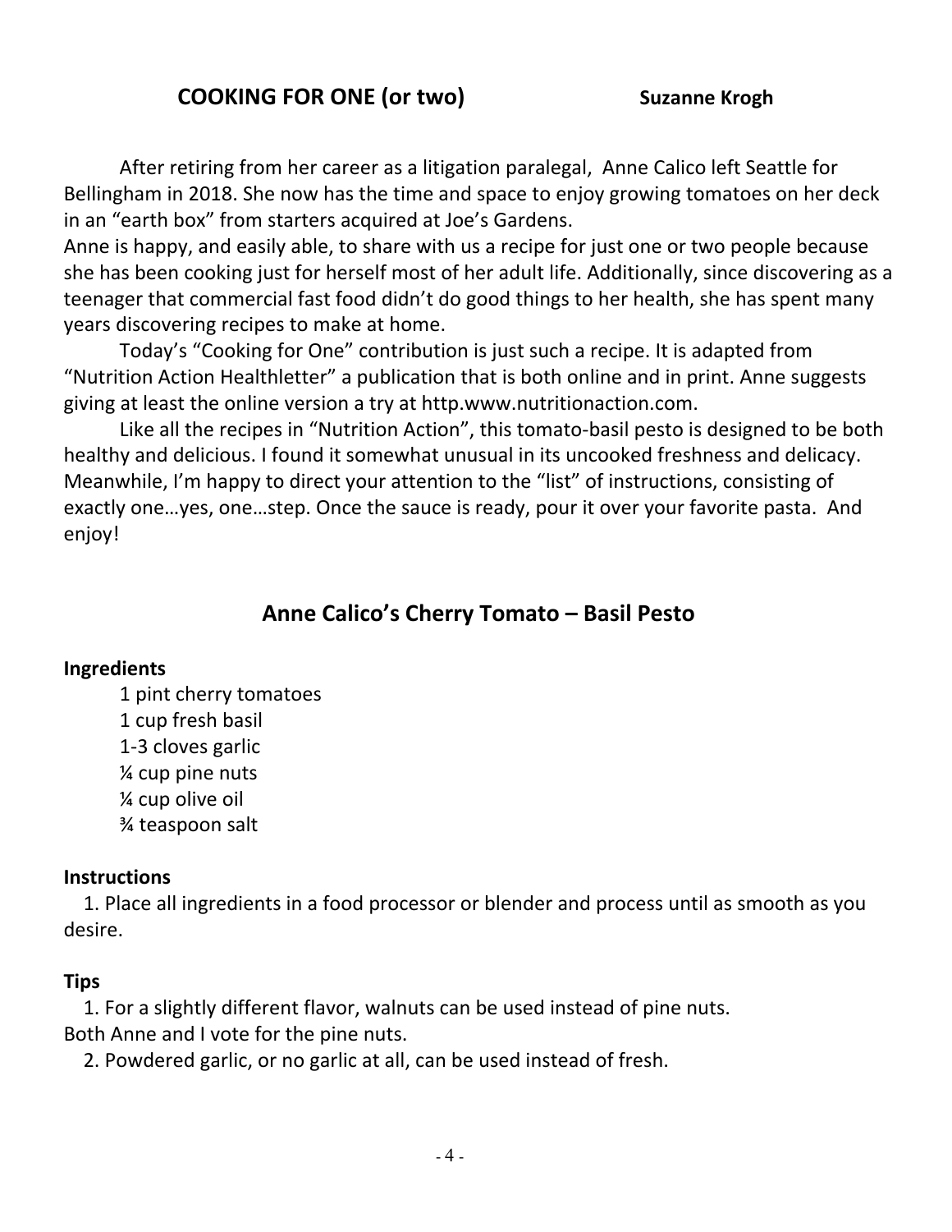## COOKING FOR ONE (or two)

**Suzanne Krogh**

After retiring from her career as a litigation paralegal, Anne Calico left Seattle for Bellingham in 2018. She now has the time and space to enjoy growing tomatoes on her deck in an "earth box" from starters acquired at Joe's Gardens.

Anne is happy, and easily able, to share with us a recipe for just one or two people because she has been cooking just for herself most of her adult life. Additionally, since discovering as a teenager that commercial fast food didn't do good things to her health, she has spent many years discovering recipes to make at home.

Today's "Cooking for One" contribution is just such a recipe. It is adapted from "Nutrition Action Healthletter" a publication that is both online and in print. Anne suggests giving at least the online version a try at http.www.nutritionaction.com.

Like all the recipes in "Nutrition Action", this tomato-basil pesto is designed to be both healthy and delicious. I found it somewhat unusual in its uncooked freshness and delicacy. Meanwhile, I'm happy to direct your attention to the "list" of instructions, consisting of exactly one…yes, one…step. Once the sauce is ready, pour it over your favorite pasta. And enjoy!

## Anne Calico's Cherry Tomato – Basil Pesto

**Ingredients**

- 1 pint cherry tomatoes
- 1 cup fresh basil
- 1-3 cloves garlic
- ¼ cup pine nuts
- ¼ cup olive oil
- ¾ teaspoon salt

**Instructions**

1. Place all ingredients in a food processor or blender and process until as smooth as you desire.

**Tips**

1. For a slightly different flavor, walnuts can be used instead of pine nuts.
   Both Anne and I vote for the pine nuts.
2. Powdered garlic, or no garlic at all, can be used instead of fresh.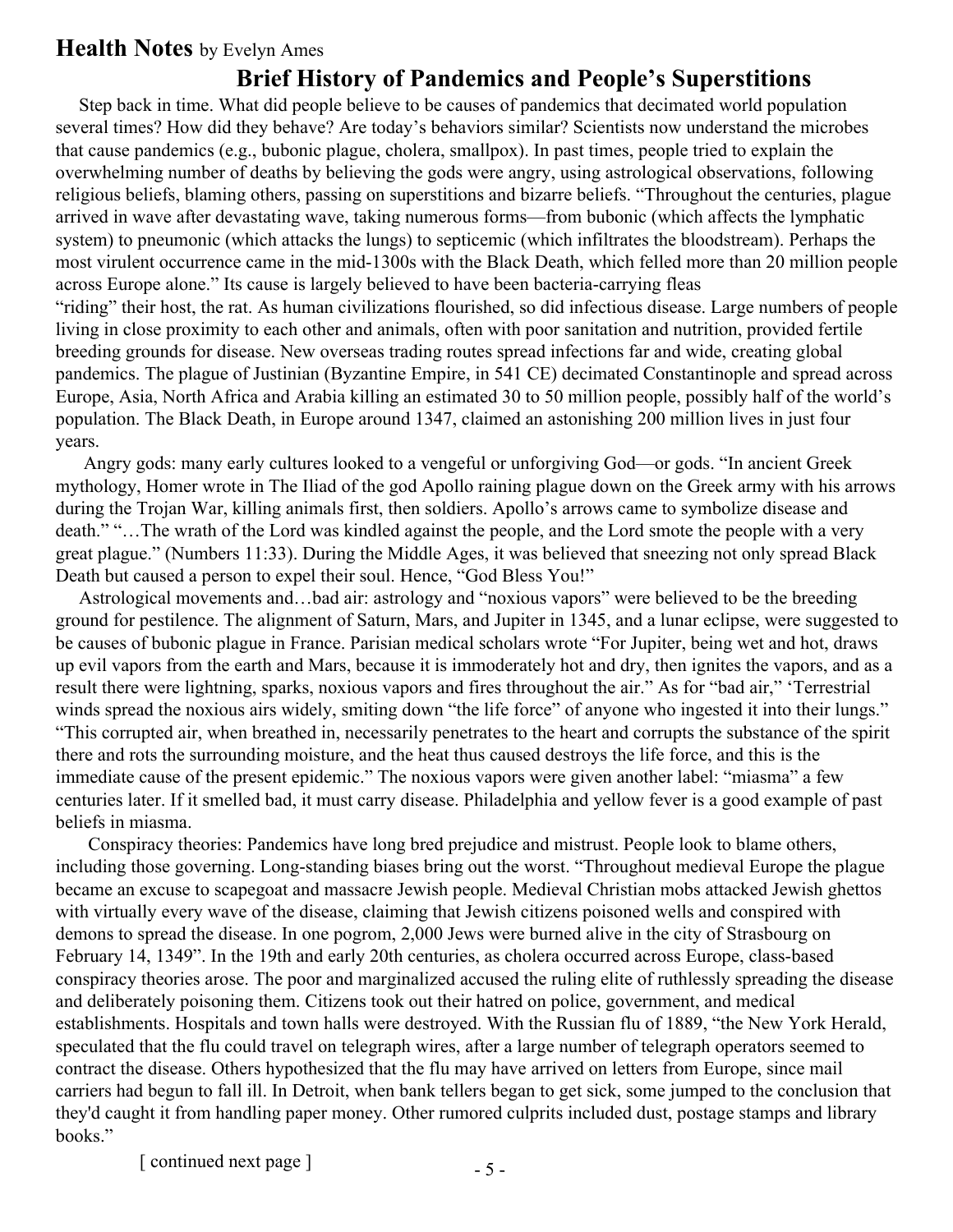## Health Notes by Evelyn Ames

### Brief History of Pandemics and People's Superstitions

Step back in time. What did people believe to be causes of pandemics that decimated world population several times? How did they behave? Are today's behaviors similar? Scientists now understand the microbes that cause pandemics (e.g., bubonic plague, cholera, smallpox). In past times, people tried to explain the overwhelming number of deaths by believing the gods were angry, using astrological observations, following religious beliefs, blaming others, passing on superstitions and bizarre beliefs. "Throughout the centuries, plague arrived in wave after devastating wave, taking numerous forms—from bubonic (which affects the lymphatic system) to pneumonic (which attacks the lungs) to septicemic (which infiltrates the bloodstream). Perhaps the most virulent occurrence came in the mid-1300s with the Black Death, which felled more than 20 million people across Europe alone." Its cause is largely believed to have been bacteria-carrying fleas "riding" their host, the rat. As human civilizations flourished, so did infectious disease. Large numbers of people living in close proximity to each other and animals, often with poor sanitation and nutrition, provided fertile breeding grounds for disease. New overseas trading routes spread infections far and wide, creating global pandemics. The plague of Justinian (Byzantine Empire, in 541 CE) decimated Constantinople and spread across Europe, Asia, North Africa and Arabia killing an estimated 30 to 50 million people, possibly half of the world's population. The Black Death, in Europe around 1347, claimed an astonishing 200 million lives in just four years.

Angry gods: many early cultures looked to a vengeful or unforgiving God—or gods. "In ancient Greek mythology, Homer wrote in The Iliad of the god Apollo raining plague down on the Greek army with his arrows during the Trojan War, killing animals first, then soldiers. Apollo's arrows came to symbolize disease and death." "…The wrath of the Lord was kindled against the people, and the Lord smote the people with a very great plague." (Numbers 11:33). During the Middle Ages, it was believed that sneezing not only spread Black Death but caused a person to expel their soul. Hence, "God Bless You!"

Astrological movements and…bad air: astrology and "noxious vapors" were believed to be the breeding ground for pestilence. The alignment of Saturn, Mars, and Jupiter in 1345, and a lunar eclipse, were suggested to be causes of bubonic plague in France. Parisian medical scholars wrote "For Jupiter, being wet and hot, draws up evil vapors from the earth and Mars, because it is immoderately hot and dry, then ignites the vapors, and as a result there were lightning, sparks, noxious vapors and fires throughout the air." As for "bad air," 'Terrestrial winds spread the noxious airs widely, smiting down "the life force" of anyone who ingested it into their lungs." "This corrupted air, when breathed in, necessarily penetrates to the heart and corrupts the substance of the spirit there and rots the surrounding moisture, and the heat thus caused destroys the life force, and this is the immediate cause of the present epidemic." The noxious vapors were given another label: "miasma" a few centuries later. If it smelled bad, it must carry disease. Philadelphia and yellow fever is a good example of past beliefs in miasma.

Conspiracy theories: Pandemics have long bred prejudice and mistrust. People look to blame others, including those governing. Long-standing biases bring out the worst. "Throughout medieval Europe the plague became an excuse to scapegoat and massacre Jewish people. Medieval Christian mobs attacked Jewish ghettos with virtually every wave of the disease, claiming that Jewish citizens poisoned wells and conspired with demons to spread the disease. In one pogrom, 2,000 Jews were burned alive in the city of Strasbourg on February 14, 1349". In the 19th and early 20th centuries, as cholera occurred across Europe, class-based conspiracy theories arose. The poor and marginalized accused the ruling elite of ruthlessly spreading the disease and deliberately poisoning them. Citizens took out their hatred on police, government, and medical establishments. Hospitals and town halls were destroyed. With the Russian flu of 1889, "the New York Herald, speculated that the flu could travel on telegraph wires, after a large number of telegraph operators seemed to contract the disease. Others hypothesized that the flu may have arrived on letters from Europe, since mail carriers had begun to fall ill. In Detroit, when bank tellers began to get sick, some jumped to the conclusion that they'd caught it from handling paper money. Other rumored culprits included dust, postage stamps and library books."

[ continued next page ]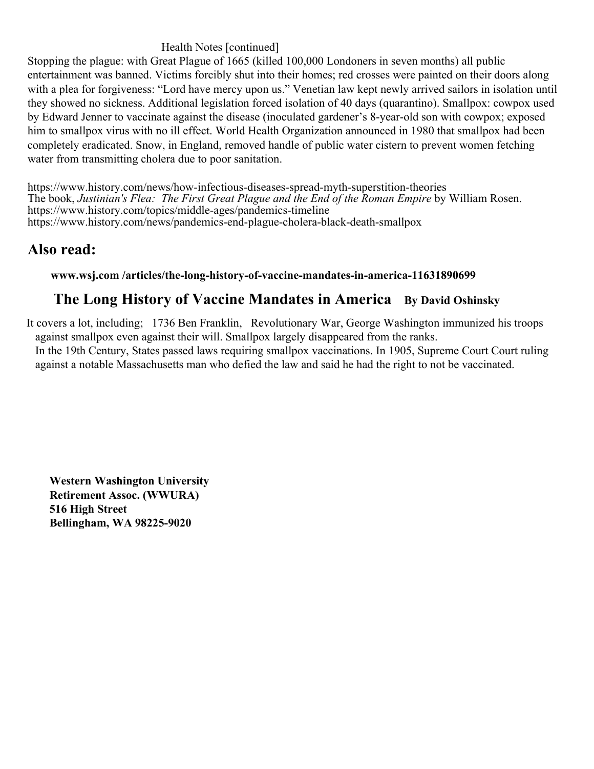Health Notes [continued]

Stopping the plague: with Great Plague of 1665 (killed 100,000 Londoners in seven months) all public entertainment was banned. Victims forcibly shut into their homes; red crosses were painted on their doors along with a plea for forgiveness: “Lord have mercy upon us.” Venetian law kept newly arrived sailors in isolation until they showed no sickness. Additional legislation forced isolation of 40 days (quarantino). Smallpox: cowpox used by Edward Jenner to vaccinate against the disease (inoculated gardener’s 8-year-old son with cowpox; exposed him to smallpox virus with no ill effect. World Health Organization announced in 1980 that smallpox had been completely eradicated. Snow, in England, removed handle of public water cistern to prevent women fetching water from transmitting cholera due to poor sanitation.

https://www.history.com/news/how-infectious-diseases-spread-myth-superstition-theories
The book, *Justinian's Flea: The First Great Plague and the End of the Roman Empire* by William Rosen.
https://www.history.com/topics/middle-ages/pandemics-timeline
https://www.history.com/news/pandemics-end-plague-cholera-black-death-smallpox

## Also read:

**www.wsj.com /articles/the-long-history-of-vaccine-mandates-in-america-11631890699**

### The Long History of Vaccine Mandates in America **By David Oshinsky**

It covers a lot, including; 1736 Ben Franklin, Revolutionary War, George Washington immunized his troops against smallpox even against their will. Smallpox largely disappeared from the ranks.
In the 19th Century, States passed laws requiring smallpox vaccinations. In 1905, Supreme Court Court ruling against a notable Massachusetts man who defied the law and said he had the right to not be vaccinated.

**Western Washington University**
**Retirement Assoc. (WWURA)**
**516 High Street**
**Bellingham, WA 98225-9020**